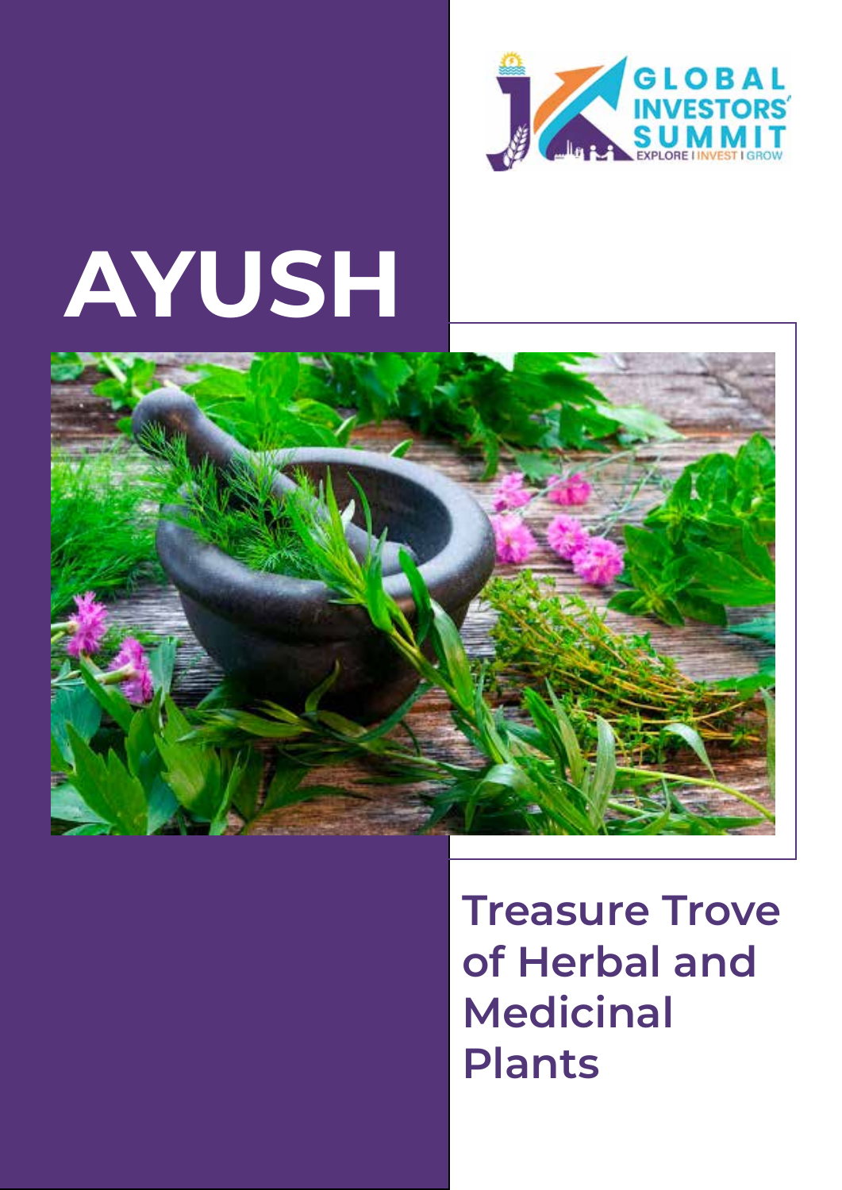# AYUSH

## Treasure Trove of Herbal and Medicinal Plants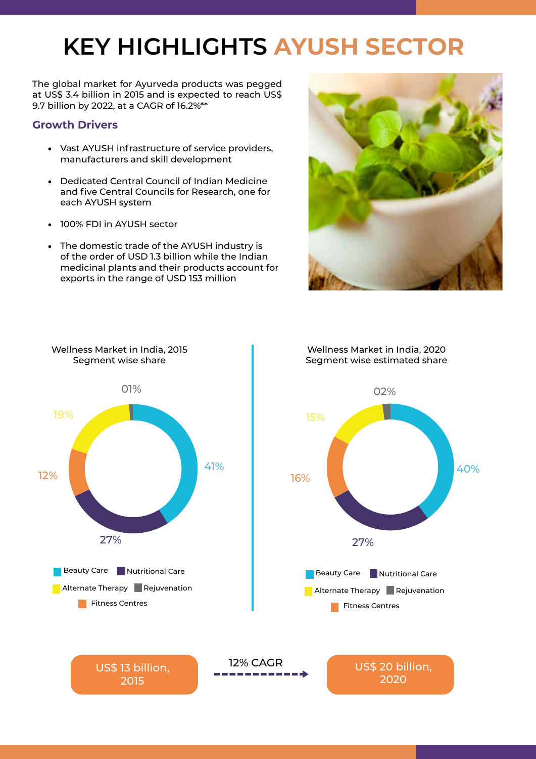# KEY HIGHLIGHTS AYUSH SECTOR

The global market for Ayurveda products was pegged at US$ 3.4 billion in 2015 and is expected to reach US$ 9.7 billion by 2022, at a CAGR of 16.2%**

## Growth Drivers

- Vast AYUSH infrastructure of service providers, manufacturers and skill development
- Dedicated Central Council of Indian Medicine and five Central Councils for Research, one for each AYUSH system
- 100% FDI in AYUSH sector
- The domestic trade of the AYUSH industry is of the order of USD 1.3 billion while the Indian medicinal plants and their products account for exports in the range of USD 153 million

Wellness Market in India, 2015
Segment wise share

| Segment | Share |
|---|---|
| Beauty Care | 41% |
| Nutritional Care | 27% |
| Fitness Centres | 12% |
| Alternate Therapy | 19% |
| Rejuvenation | 01% |

Wellness Market in India, 2020
Segment wise estimated share

| Segment | Share |
|---|---|
| Beauty Care | 40% |
| Nutritional Care | 27% |
| Fitness Centres | 16% |
| Alternate Therapy | 15% |
| Rejuvenation | 02% |

US$ 13 billion, 2015 → 12% CAGR → US$ 20 billion, 2020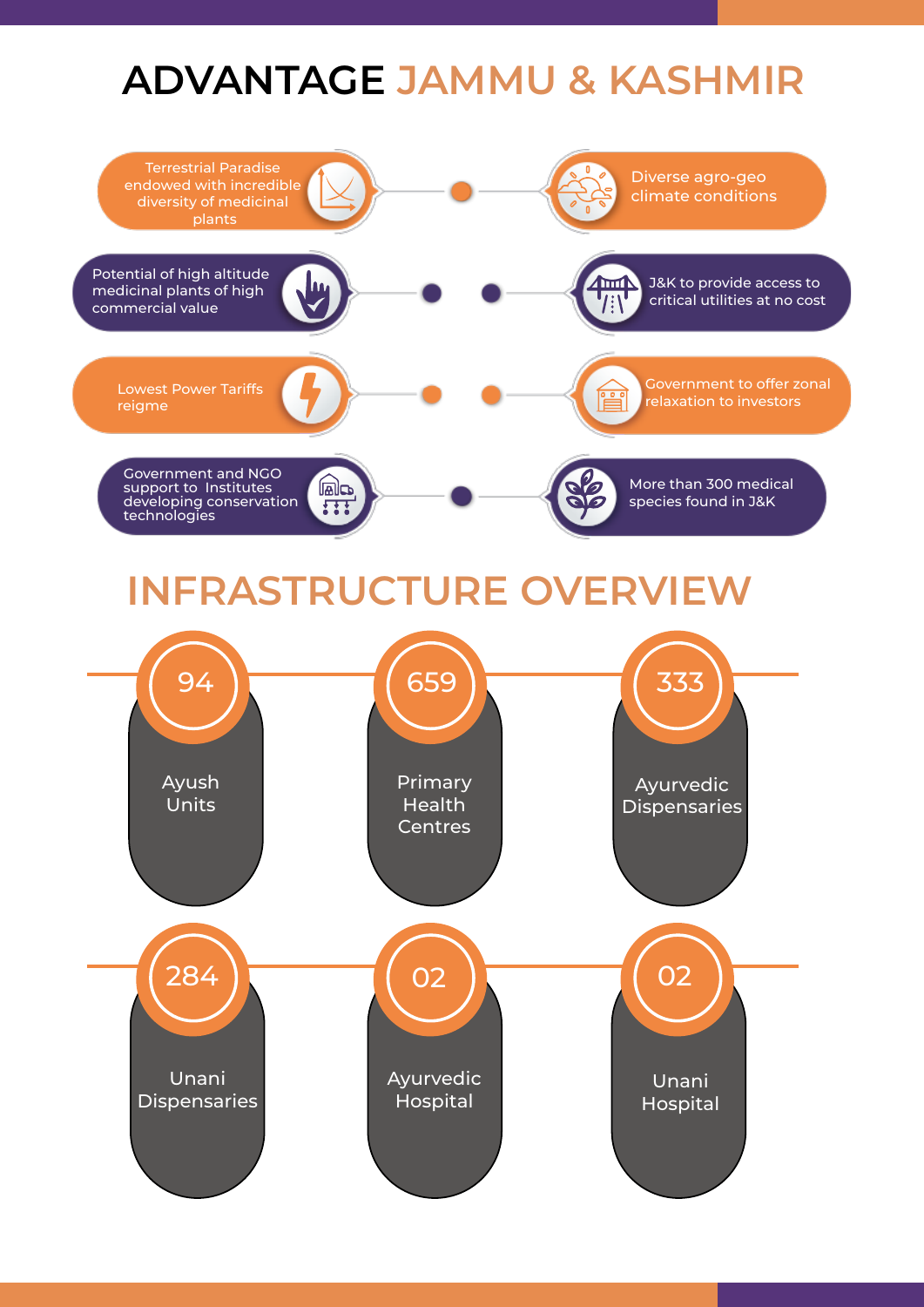# ADVANTAGE JAMMU & KASHMIR

- Terrestrial Paradise endowed with incredible diversity of medicinal plants
- Diverse agro-geo climate conditions
- Potential of high altitude medicinal plants of high commercial value
- J&K to provide access to critical utilities at no cost
- Lowest Power Tariffs reigme
- Government to offer zonal relaxation to investors
- Government and NGO support to Institutes developing conservation technologies
- More than 300 medical species found in J&K

# INFRASTRUCTURE OVERVIEW

- **94** Ayush Units
- **659** Primary Health Centres
- **333** Ayurvedic Dispensaries
- **284** Unani Dispensaries
- **02** Ayurvedic Hospital
- **02** Unani Hospital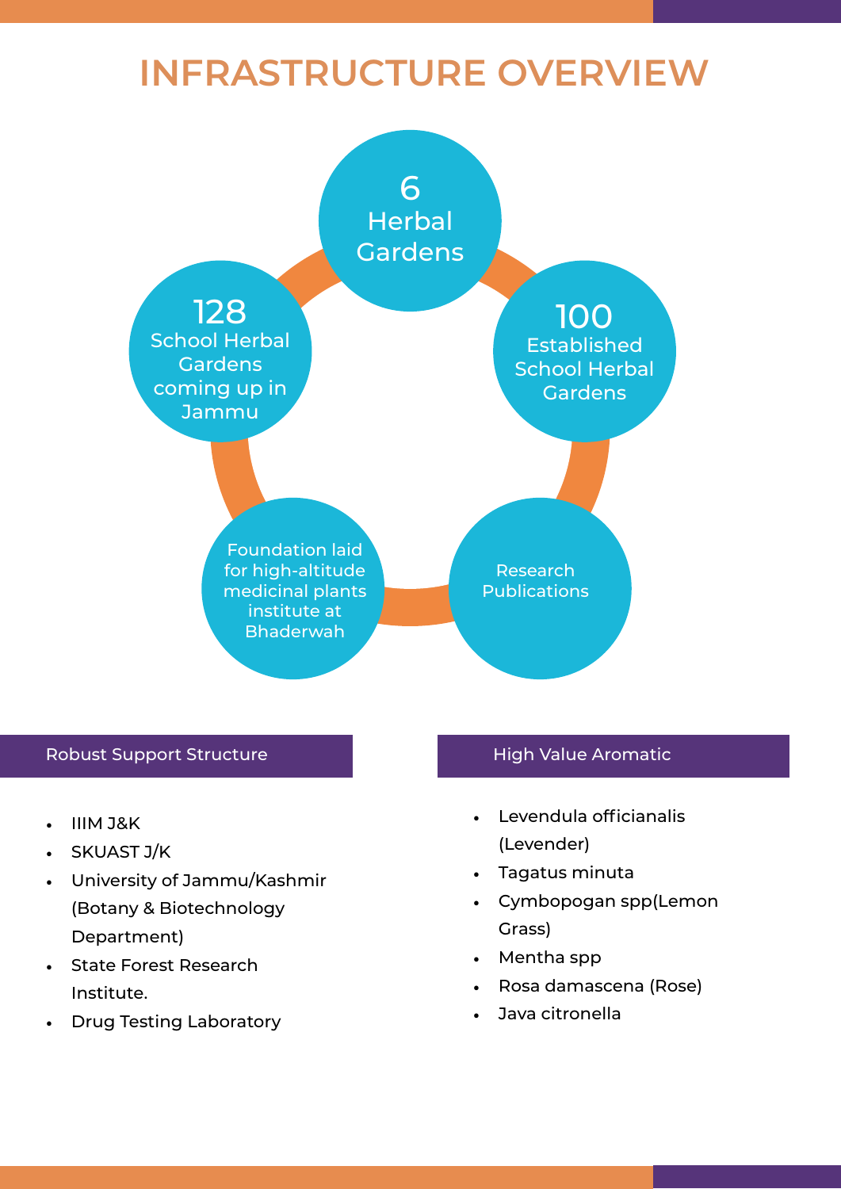# INFRASTRUCTURE OVERVIEW

- 6 Herbal Gardens
- 100 Established School Herbal Gardens
- Research Publications
- Foundation laid for high-altitude medicinal plants institute at Bhaderwah
- 128 School Herbal Gardens coming up in Jammu

## Robust Support Structure

- IIIM J&K
- SKUAST J/K
- University of Jammu/Kashmir (Botany & Biotechnology Department)
- State Forest Research Institute.
- Drug Testing Laboratory

## High Value Aromatic

- Levendula officianalis (Levender)
- Tagatus minuta
- Cymbopogan spp(Lemon Grass)
- Mentha spp
- Rosa damascena (Rose)
- Java citronella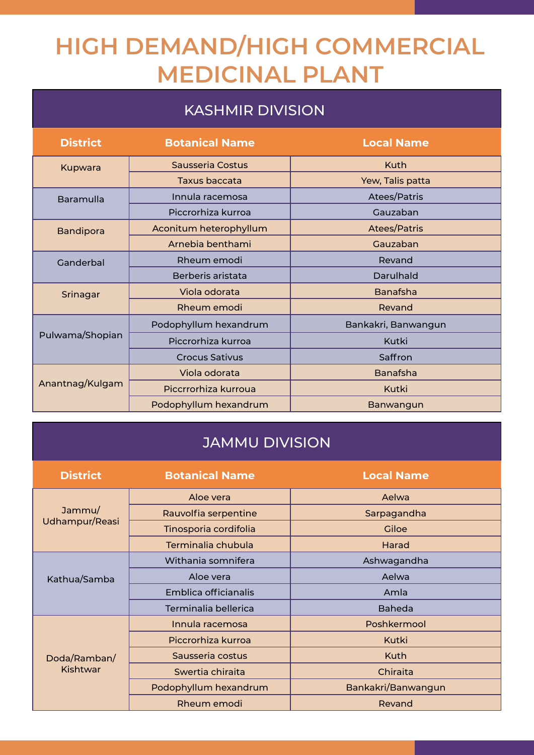# HIGH DEMAND/HIGH COMMERCIAL MEDICINAL PLANT

## KASHMIR DIVISION

| District | Botanical Name | Local Name |
|---|---|---|
| Kupwara | Sausseria Costus | Kuth |
| | Taxus baccata | Yew, Talis patta |
| Baramulla | Innula racemosa | Atees/Patris |
| | Piccrorhiza kurroa | Gauzaban |
| Bandipora | Aconitum heterophyllum | Atees/Patris |
| | Arnebia benthami | Gauzaban |
| Ganderbal | Rheum emodi | Revand |
| | Berberis aristata | Darulhald |
| Srinagar | Viola odorata | Banafsha |
| | Rheum emodi | Revand |
| Pulwama/Shopian | Podophyllum hexandrum | Bankakri, Banwangun |
| | Piccrorhiza kurroa | Kutki |
| | Crocus Sativus | Saffron |
| Anantnag/Kulgam | Viola odorata | Banafsha |
| | Piccrrorhiza kurroua | Kutki |
| | Podophyllum hexandrum | Banwangun |

## JAMMU DIVISION

| District | Botanical Name | Local Name |
|---|---|---|
| Jammu/ Udhampur/Reasi | Aloe vera | Aelwa |
| | Rauvolfia serpentine | Sarpagandha |
| | Tinosporia cordifolia | Giloe |
| | Terminalia chubula | Harad |
| Kathua/Samba | Withania somnifera | Ashwagandha |
| | Aloe vera | Aelwa |
| | Emblica officianalis | Amla |
| | Terminalia bellerica | Baheda |
| Doda/Ramban/ Kishtwar | Innula racemosa | Poshkermool |
| | Piccrorhiza kurroa | Kutki |
| | Sausseria costus | Kuth |
| | Swertia chiraita | Chiraita |
| | Podophyllum hexandrum | Bankakri/Banwangun |
| | Rheum emodi | Revand |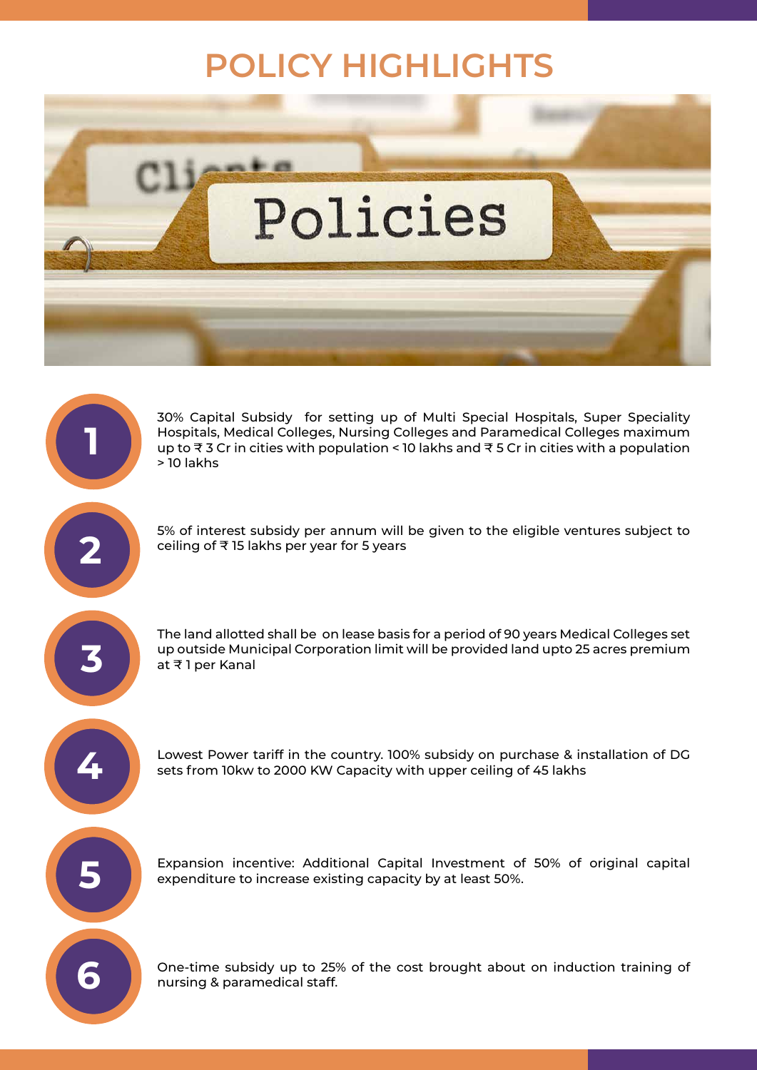# POLICY HIGHLIGHTS

1. 30% Capital Subsidy for setting up of Multi Special Hospitals, Super Speciality Hospitals, Medical Colleges, Nursing Colleges and Paramedical Colleges maximum up to ₹ 3 Cr in cities with population < 10 lakhs and ₹ 5 Cr in cities with a population > 10 lakhs

2. 5% of interest subsidy per annum will be given to the eligible ventures subject to ceiling of ₹ 15 lakhs per year for 5 years

3. The land allotted shall be on lease basis for a period of 90 years Medical Colleges set up outside Municipal Corporation limit will be provided land upto 25 acres premium at ₹ 1 per Kanal

4. Lowest Power tariff in the country. 100% subsidy on purchase & installation of DG sets from 10kw to 2000 KW Capacity with upper ceiling of 45 lakhs

5. Expansion incentive: Additional Capital Investment of 50% of original capital expenditure to increase existing capacity by at least 50%.

6. One-time subsidy up to 25% of the cost brought about on induction training of nursing & paramedical staff.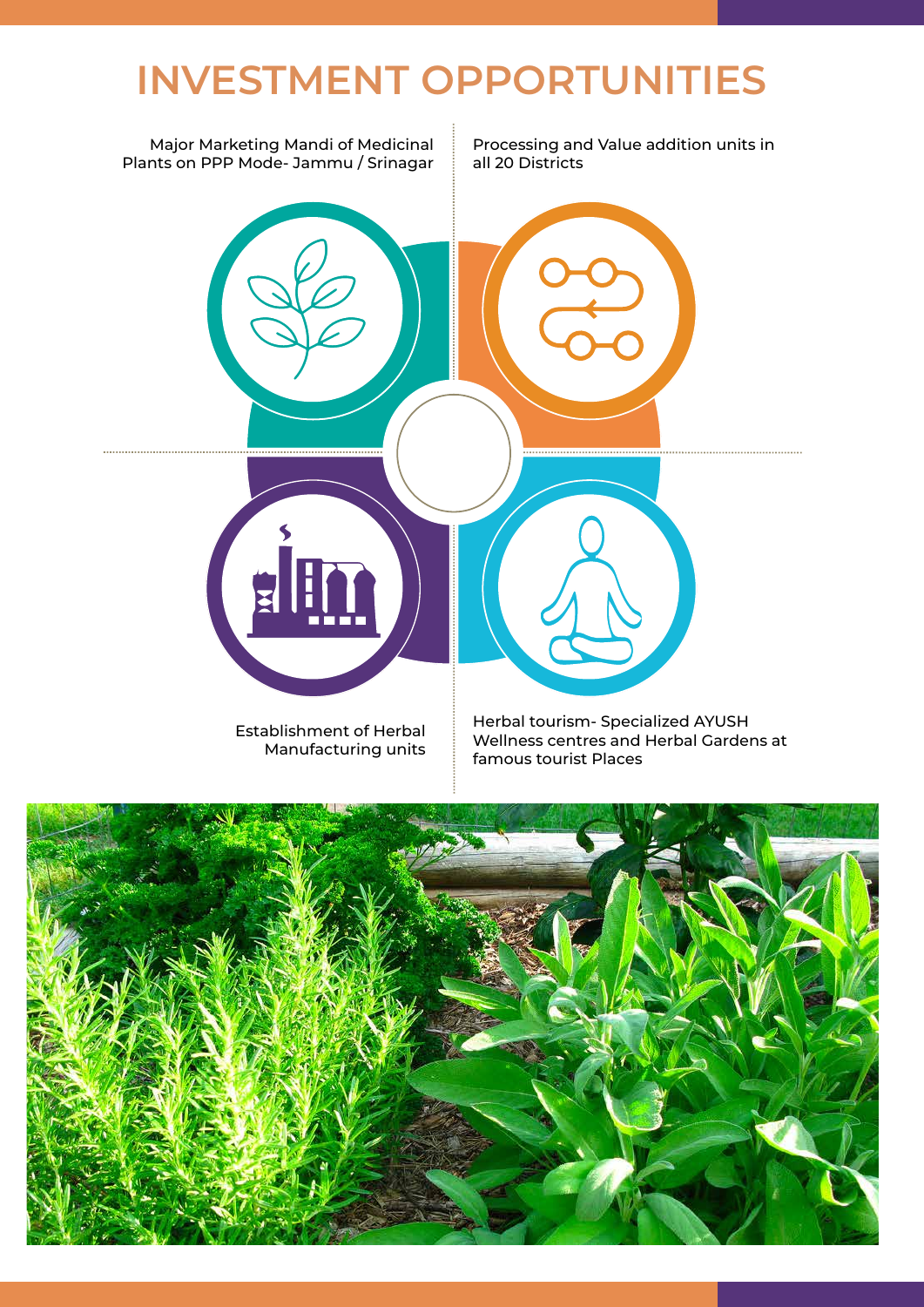# INVESTMENT OPPORTUNITIES

- Major Marketing Mandi of Medicinal Plants on PPP Mode- Jammu / Srinagar
- Processing and Value addition units in all 20 Districts
- Establishment of Herbal Manufacturing units
- Herbal tourism- Specialized AYUSH Wellness centres and Herbal Gardens at famous tourist Places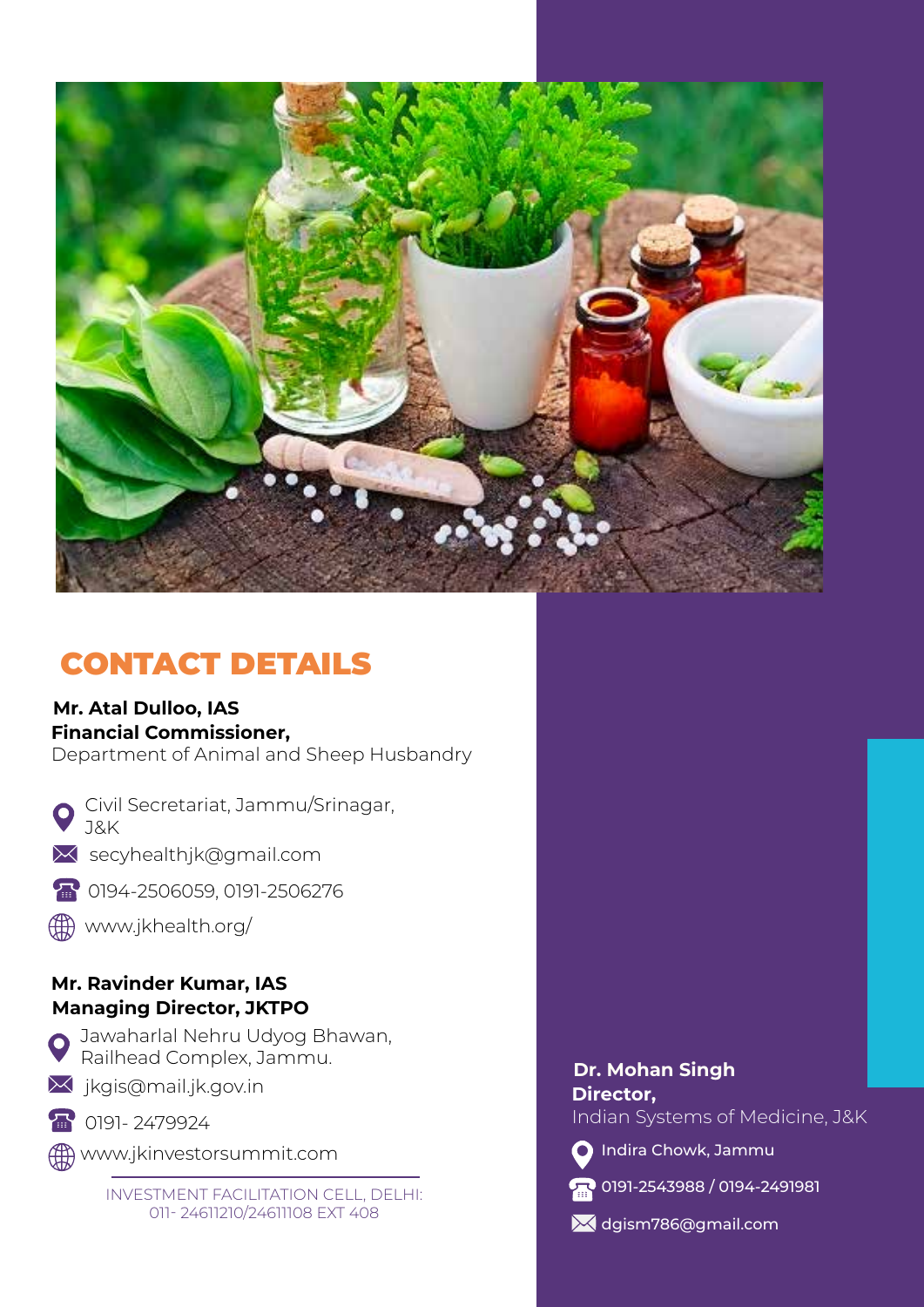## CONTACT DETAILS

**Mr. Atal Dulloo, IAS**
**Financial Commissioner,**
Department of Animal and Sheep Husbandry

Civil Secretariat, Jammu/Srinagar, J&K

secyhealthjk@gmail.com

0194-2506059, 0191-2506276

www.jkhealth.org/

**Mr. Ravinder Kumar, IAS**
**Managing Director, JKTPO**

Jawaharlal Nehru Udyog Bhawan, Railhead Complex, Jammu.

jkgis@mail.jk.gov.in

0191- 2479924

www.jkinvestorsummit.com

INVESTMENT FACILITATION CELL, DELHI:
011- 24611210/24611108 EXT 408

**Dr. Mohan Singh**
**Director,**
Indian Systems of Medicine, J&K

Indira Chowk, Jammu

0191-2543988 / 0194-2491981

dgism786@gmail.com